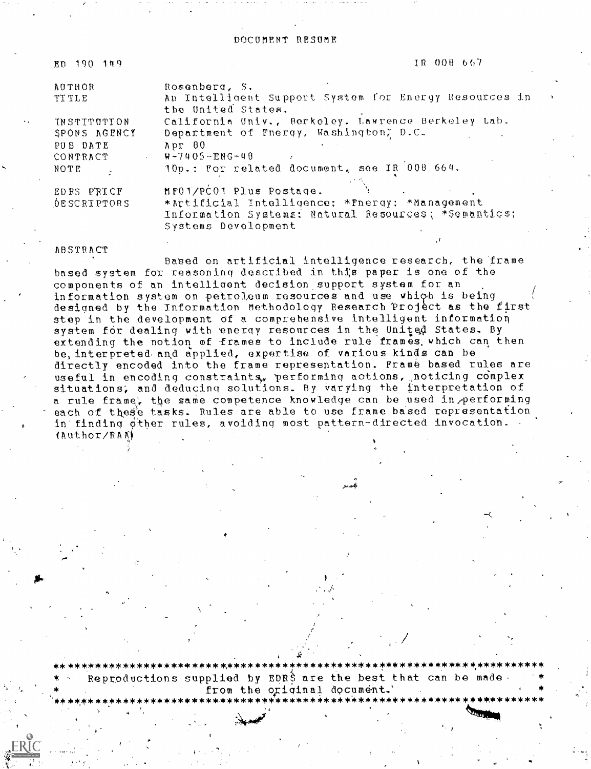# DOCUMENT RESUME

| | |
|---|---|
| ED 190 149 | IR 008 667 |
| AUTHOR | Rosenberg, S. |
| TITLE | An Intelligent Support System for Energy Resources in the United States. |
| INSTITUTION | California Univ., Berkeley. Lawrence Berkeley Lab. |
| SPONS AGENCY | Department of Energy, Washington, D.C. |
| PUB DATE | Apr 80 |
| CONTRACT | W-7405-ENG-48 |
| NOTE | 10p.: For related document, see IR 008 664. |
| EDRS PRICE | MF01/PC01 Plus Postage. |
| DESCRIPTORS | *Artificial Intelligence; *Energy; *Management Information Systems; Natural Resources; *Semantics; Systems Development |

## ABSTRACT

Based on artificial intelligence research, the frame based system for reasoning described in this paper is one of the components of an intelligent decision support system for an information system on petroleum resources and use which is being designed by the Information Methodology Research Project as the first step in the development of a comprehensive intelligent information system for dealing with energy resources in the United States. By extending the notion of frames to include rule frames which can then be interpreted and applied, expertise of various kinds can be directly encoded into the frame representation. Frame based rules are useful in encoding constraints, performing actions, noticing complex situations, and deducing solutions. By varying the interpretation of a rule frame, the same competence knowledge can be used in performing each of these tasks. Rules are able to use frame based representation in finding other rules, avoiding most pattern-directed invocation. (Author/RAA)

***********************************************************************
* Reproductions supplied by EDRS are the best that can be made *
* from the original document. *
***********************************************************************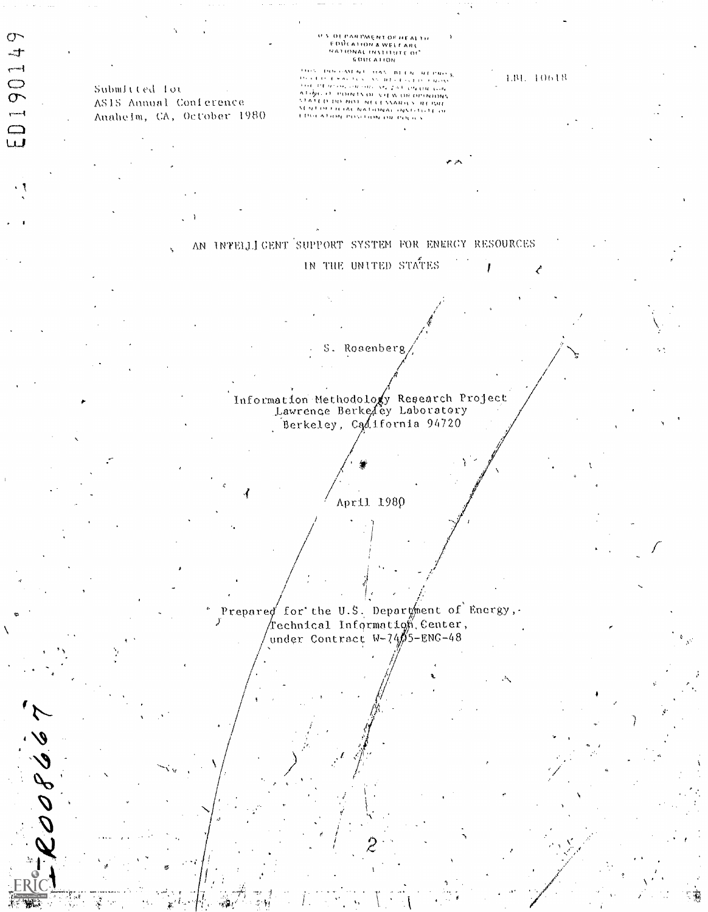Submitted for
ASIS Annual Conference
Anaheim, CA, October 1980

U.S. DEPARTMENT OF HEALTH
EDUCATION & WELFARE
NATIONAL INSTITUTE OF
EDUCATION

THIS DOCUMENT HAS BEEN REPRODUCED EXACTLY AS RECEIVED FROM THE PERSON OR ORGANIZATION ORIGINATING IT. POINTS OF VIEW OR OPINIONS STATED DO NOT NECESSARILY REPRESENT OFFICIAL NATIONAL INSTITUTE OF EDUCATION POSITION OR POLICY

LBL 10618

# AN INTELLIGENT SUPPORT SYSTEM FOR ENERGY RESOURCES IN THE UNITED STATES

S. Rosenberg

Information Methodology Research Project
Lawrence Berkeley Laboratory
Berkeley, California 94720

April 1980

Prepared for the U.S. Department of Energy,
Technical Information Center,
under Contract W-7405-ENG-48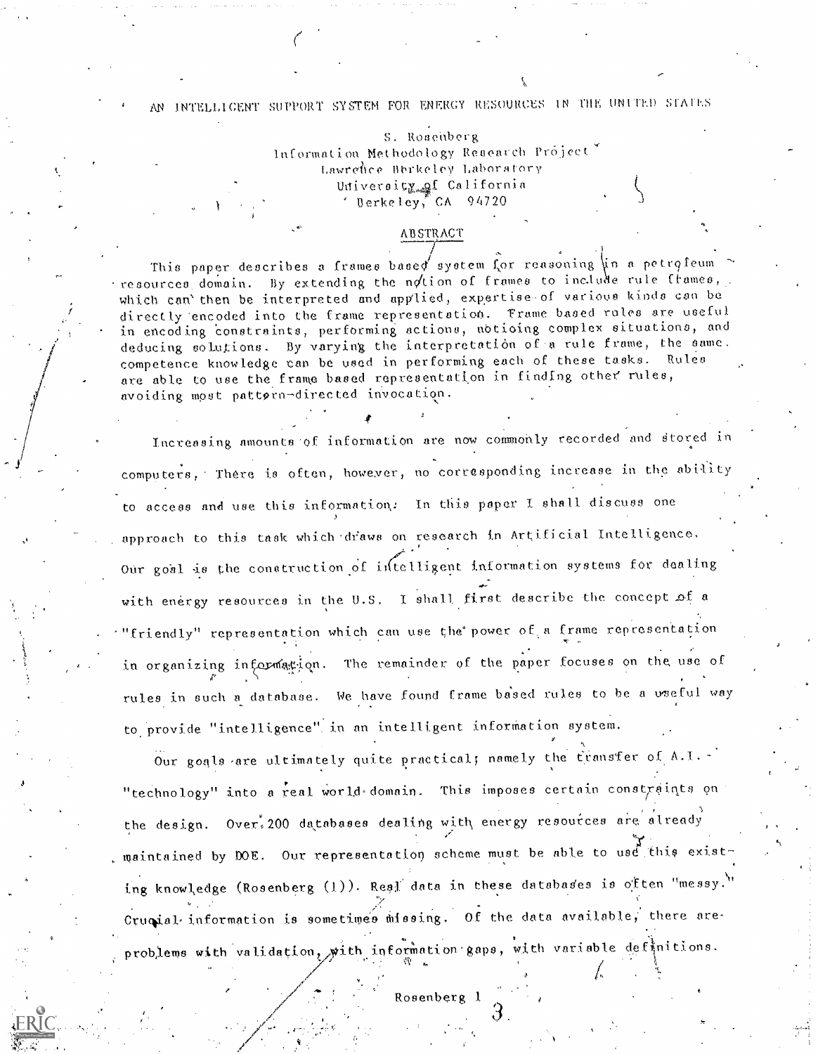# AN INTELLIGENT SUPPORT SYSTEM FOR ENERGY RESOURCES IN THE UNITED STATES

S. Rosenberg
Information Methodology Research Project
Lawrence Berkeley Laboratory
University of California
Berkeley, CA 94720

## ABSTRACT

This paper describes a frames based system for reasoning in a petroleum resources domain. By extending the notion of frames to include rule frames, which can then be interpreted and applied, expertise of various kinds can be directly encoded into the frame representation. Frame based rules are useful in encoding constraints, performing actions, noticing complex situations, and deducing solutions. By varying the interpretation of a rule frame, the same competence knowledge can be used in performing each of these tasks. Rules are able to use the frame based representation in finding other rules, avoiding most pattern-directed invocation.

Increasing amounts of information are now commonly recorded and stored in computers. There is often, however, no corresponding increase in the ability to access and use this information. In this paper I shall discuss one approach to this task which draws on research in Artificial Intelligence. Our goal is the construction of intelligent information systems for dealing with energy resources in the U.S. I shall first describe the concept of a "friendly" representation which can use the power of a frame representation in organizing information. The remainder of the paper focuses on the use of rules in such a database. We have found frame based rules to be a useful way to provide "intelligence" in an intelligent information system.

Our goals are ultimately quite practical; namely the transfer of A.I. "technology" into a real world domain. This imposes certain constraints on the design. Over 200 databases dealing with energy resources are already maintained by DOE. Our representation scheme must be able to use this existing knowledge (Rosenberg (1)). Real data in these databases is often "messy." Crucial information is sometimes missing. Of the data available, there are problems with validation, with information gaps, with variable definitions.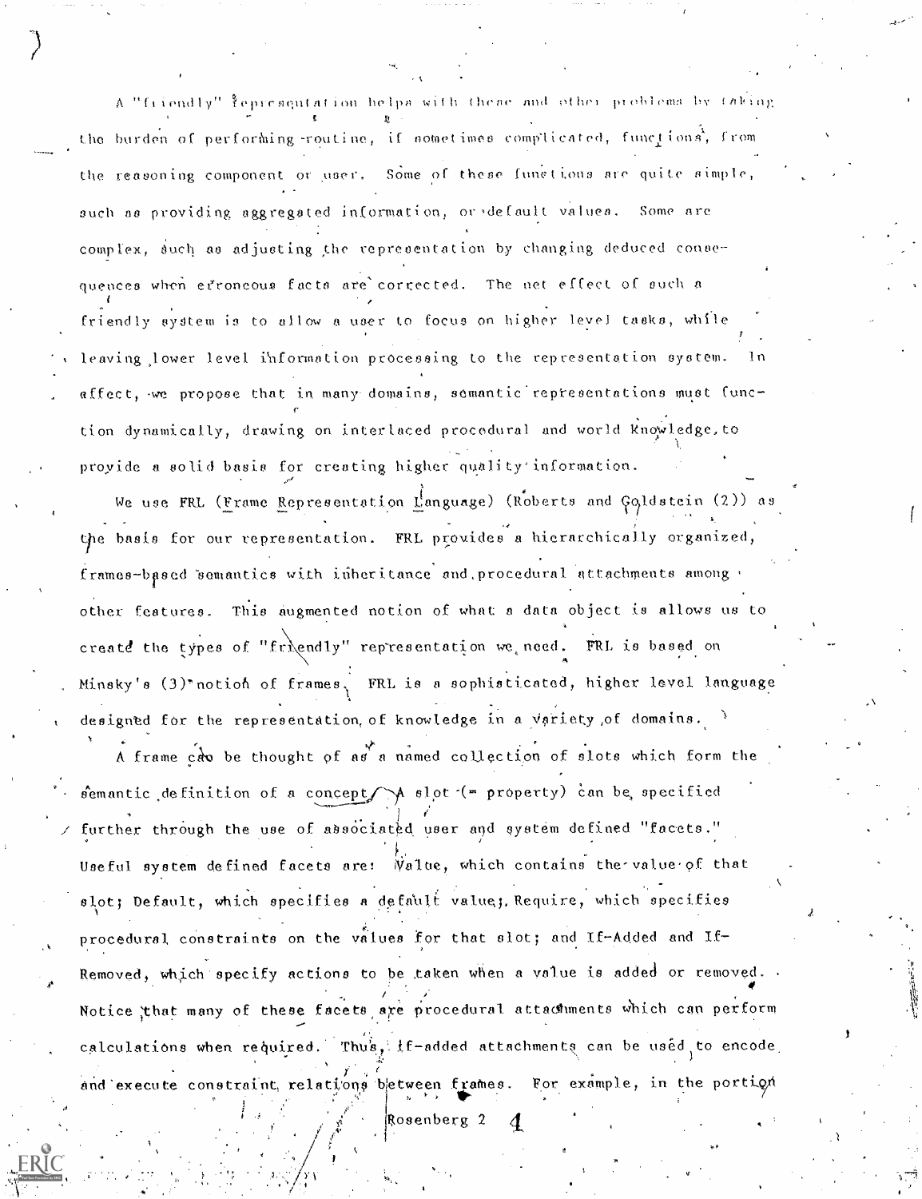A "friendly" representation helps with these and other problems by taking the burden of performing routine, if sometimes complicated, functions, from the reasoning component or user. Some of these functions are quite simple, such as providing aggregated information, or default values. Some are complex, such as adjusting the representation by changing deduced consequences when erroneous facts are corrected. The net effect of such a friendly system is to allow a user to focus on higher level tasks, while leaving lower level information processing to the representation system. In effect, we propose that in many domains, semantic representations must function dynamically, drawing on interlaced procedural and world knowledge, to provide a solid basis for creating higher quality information.

We use FRL (Frame Representation Language) (Roberts and Goldstein (2)) as the basis for our representation. FRL provides a hierarchically organized, frames-based semantics with inheritance and procedural attachments among other features. This augmented notion of what a data object is allows us to create the types of "friendly" representation we need. FRL is based on Minsky's (3) notion of frames. FRL is a sophisticated, higher level language designed for the representation of knowledge in a variety of domains.

A frame can be thought of as a named collection of slots which form the semantic definition of a concept. A slot (= property) can be specified further through the use of associated user and system defined "facets." Useful system defined facets are: Value, which contains the value of that slot; Default, which specifies a default value; Require, which specifies procedural constraints on the values for that slot; and If-Added and If-Removed, which specify actions to be taken when a value is added or removed. Notice that many of these facets are procedural attachments which can perform calculations when required. Thus, if-added attachments can be used to encode and execute constraint relations between frames. For example, in the portion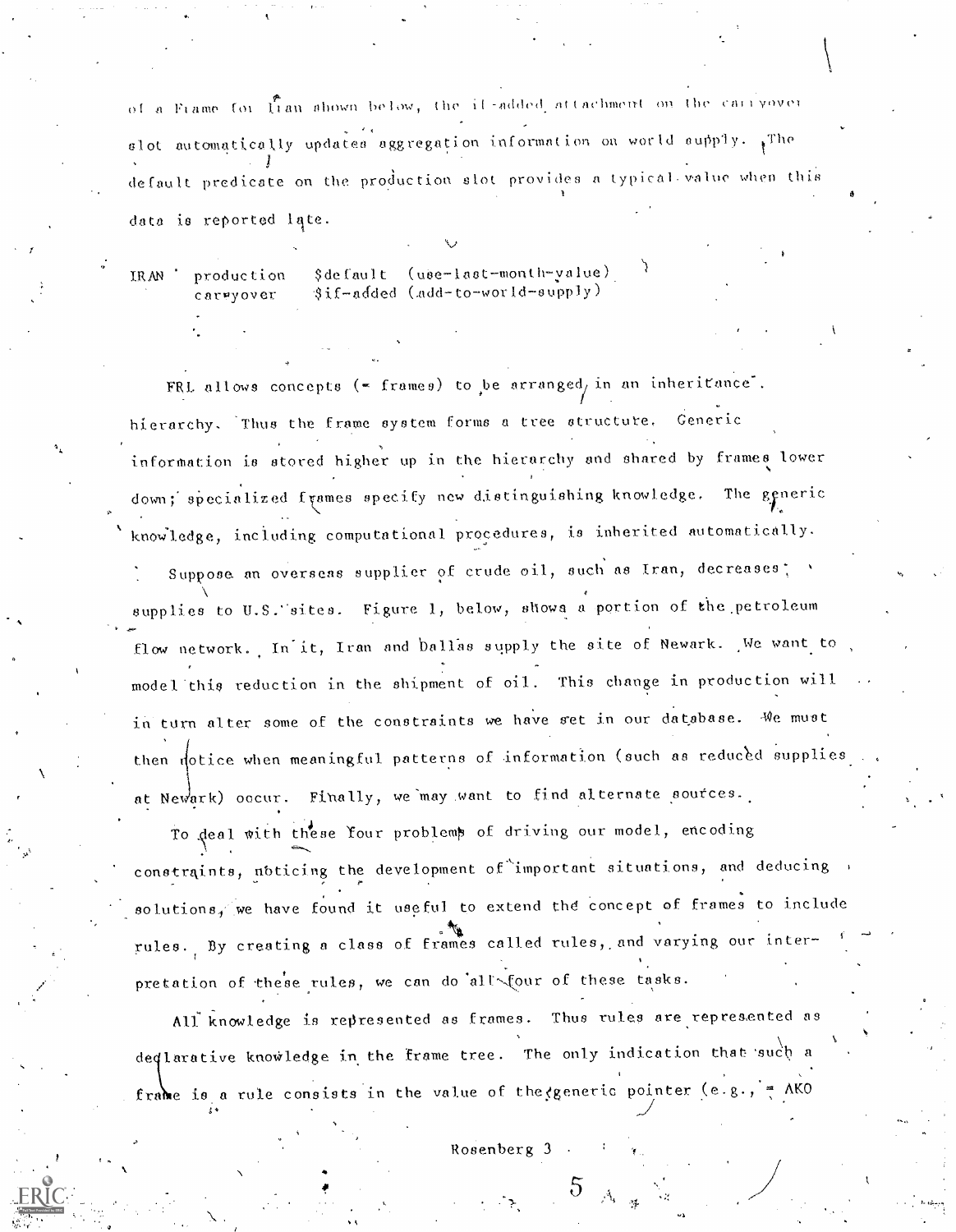of a Frame for Iran shown below, the if-added attachment on the carryover slot automatically updates aggregation information on world supply. The default predicate on the production slot provides a typical value when this data is reported late.

```
IRAN   production   $default  (use-last-month-value)
       carryover    $if-added (add-to-world-supply)
```

FRL allows concepts (= frames) to be arranged in an inheritance hierarchy. Thus the frame system forms a tree structure. Generic information is stored higher up in the hierarchy and shared by frames lower down; specialized frames specify new distinguishing knowledge. The generic knowledge, including computational procedures, is inherited automatically.

Suppose an overseas supplier of crude oil, such as Iran, decreases supplies to U.S. sites. Figure 1, below, shows a portion of the petroleum flow network. In it, Iran and Dallas supply the site of Newark. We want to model this reduction in the shipment of oil. This change in production will in turn alter some of the constraints we have set in our database. We must then notice when meaningful patterns of information (such as reduced supplies at Newark) occur. Finally, we may want to find alternate sources.

To deal with these four problems of driving our model, encoding constraints, noticing the development of important situations, and deducing solutions, we have found it useful to extend the concept of frames to include rules. By creating a class of frames called rules, and varying our interpretation of these rules, we can do all four of these tasks.

All knowledge is represented as frames. Thus rules are represented as declarative knowledge in the frame tree. The only indication that such a frame is a rule consists in the value of the generic pointer (e.g., = AKO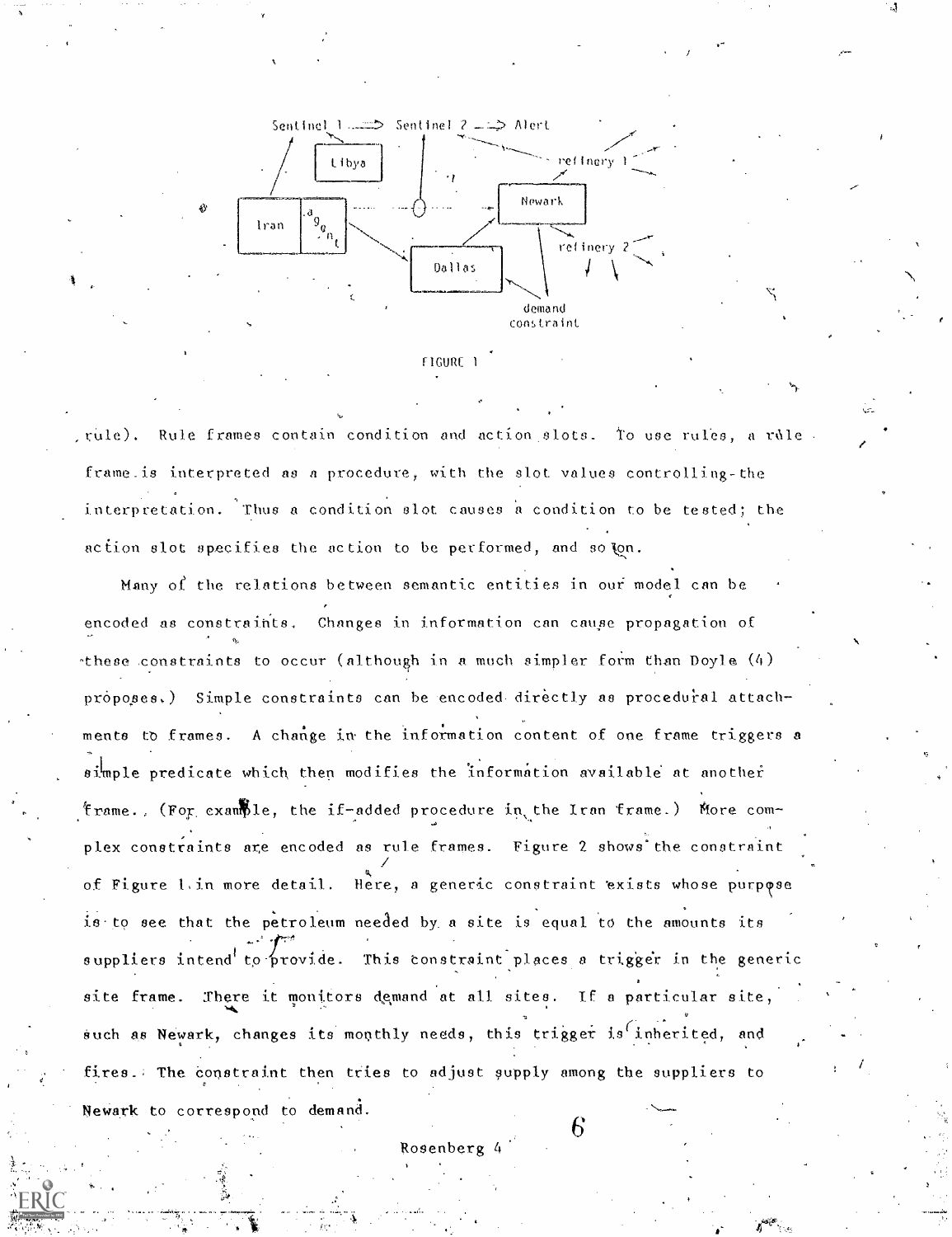FIGURE 1

rule). Rule frames contain condition and action slots. To use rules, a rule frame is interpreted as a procedure, with the slot values controlling the interpretation. Thus a condition slot causes a condition to be tested; the action slot specifies the action to be performed, and so on.

Many of the relations between semantic entities in our model can be encoded as constraints. Changes in information can cause propagation of these constraints to occur (although in a much simpler form than Doyle (4) proposes.) Simple constraints can be encoded directly as procedural attachments to frames. A change in the information content of one frame triggers a simple predicate which then modifies the information available at another frame. (For example, the if-added procedure in the Iran frame.) More complex constraints are encoded as rule frames. Figure 2 shows the constraint of Figure 1 in more detail. Here, a generic constraint exists whose purpose is to see that the petroleum needed by a site is equal to the amounts its suppliers intend to provide. This constraint places a trigger in the generic site frame. There it monitors demand at all sites. If a particular site, such as Newark, changes its monthly needs, this trigger is inherited, and fires. The constraint then tries to adjust supply among the suppliers to Newark to correspond to demand.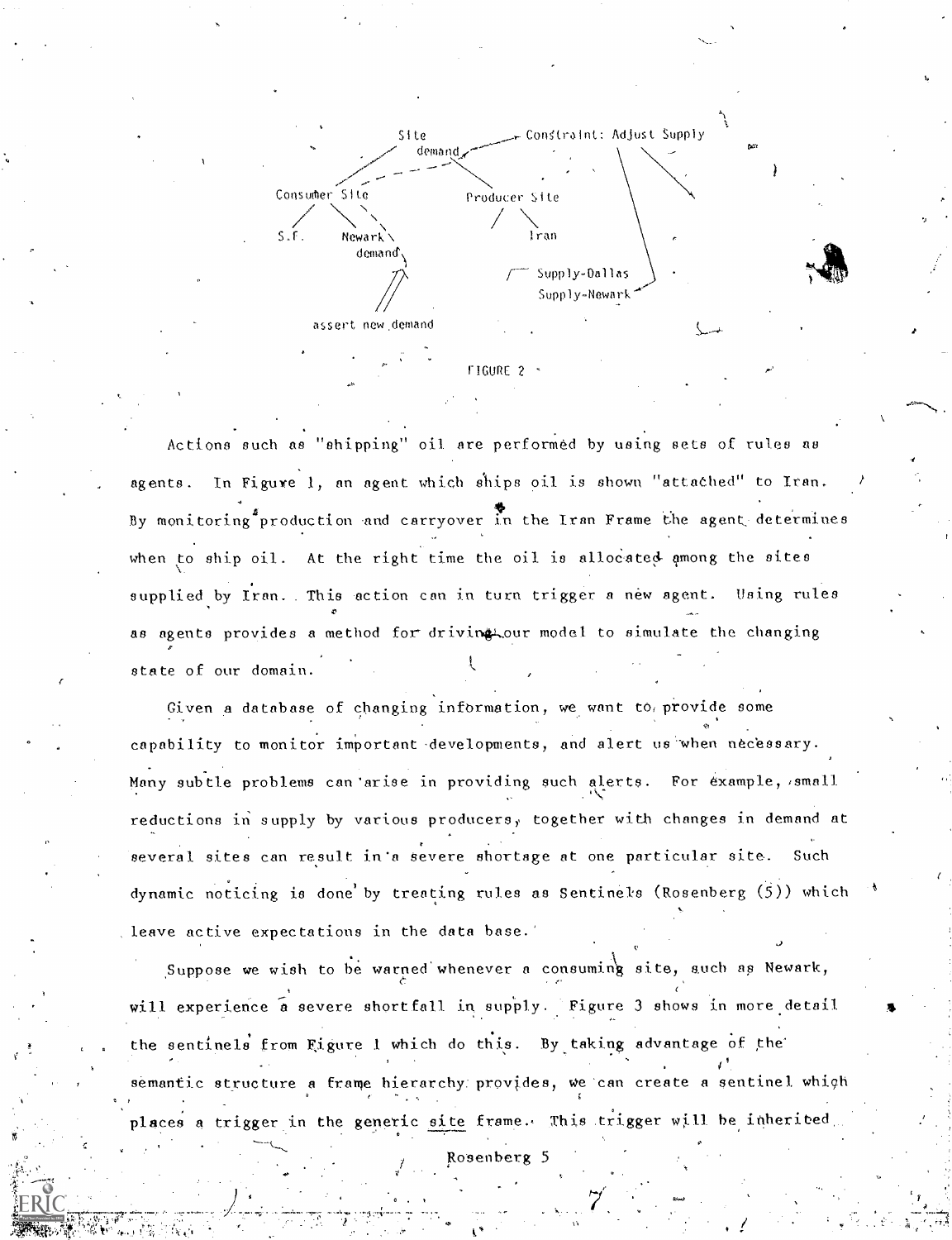Site demand → Constraint: Adjust Supply

Consumer Site — S.F., Newark demand → assert new demand

Producer Site — Iran

Supply-Dallas
Supply-Newark

FIGURE 2

Actions such as "shipping" oil are performed by using sets of rules as agents. In Figure 1, an agent which ships oil is shown "attached" to Iran. By monitoring production and carryover in the Iran Frame the agent determines when to ship oil. At the right time the oil is allocated among the sites supplied by Iran. This action can in turn trigger a new agent. Using rules as agents provides a method for driving our model to simulate the changing state of our domain.

Given a database of changing information, we want to provide some capability to monitor important developments, and alert us when necessary. Many subtle problems can arise in providing such alerts. For example, small reductions in supply by various producers, together with changes in demand at several sites can result in a severe shortage at one particular site. Such dynamic noticing is done by treating rules as Sentinels (Rosenberg (5)) which leave active expectations in the data base.

Suppose we wish to be warned whenever a consuming site, such as Newark, will experience a severe shortfall in supply. Figure 3 shows in more detail the sentinels from Figure 1 which do this. By taking advantage of the semantic structure a frame hierarchy provides, we can create a sentinel which places a trigger in the generic site frame. This trigger will be inherited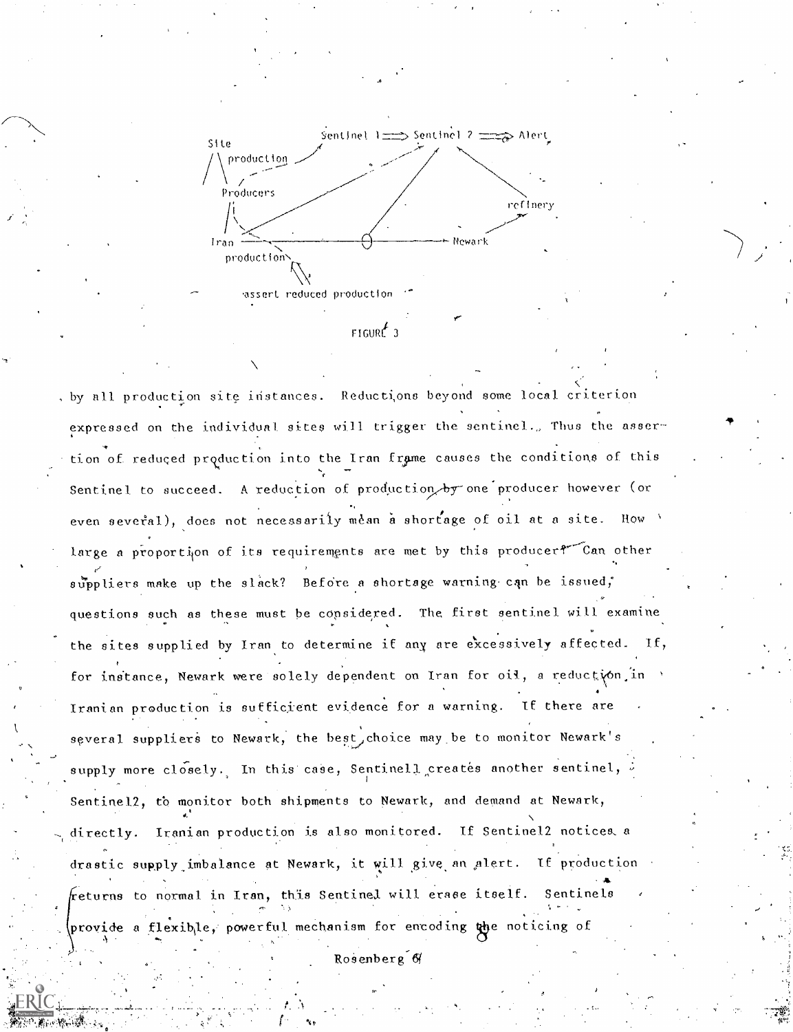FIGURE 3

by all production site instances. Reductions beyond some local criterion expressed on the individual sites will trigger the sentinel. Thus the assertion of reduced production into the Iran frame causes the conditions of this Sentinel to succeed. A reduction of production by one producer however (or even several), does not necessarily mean a shortage of oil at a site. How large a proportion of its requirements are met by this producer? Can other suppliers make up the slack? Before a shortage warning can be issued, questions such as these must be considered. The first sentinel will examine the sites supplied by Iran to determine if any are excessively affected. If, for instance, Newark were solely dependent on Iran for oil, a reduction in Iranian production is sufficient evidence for a warning. If there are several suppliers to Newark, the best choice may be to monitor Newark's supply more closely. In this case, Sentinel1 creates another sentinel, Sentinel2, to monitor both shipments to Newark, and demand at Newark, directly. Iranian production is also monitored. If Sentinel2 notices a drastic supply imbalance at Newark, it will give an alert. If production returns to normal in Iran, this Sentinel will erase itself. Sentinels provide a flexible, powerful mechanism for encoding the noticing of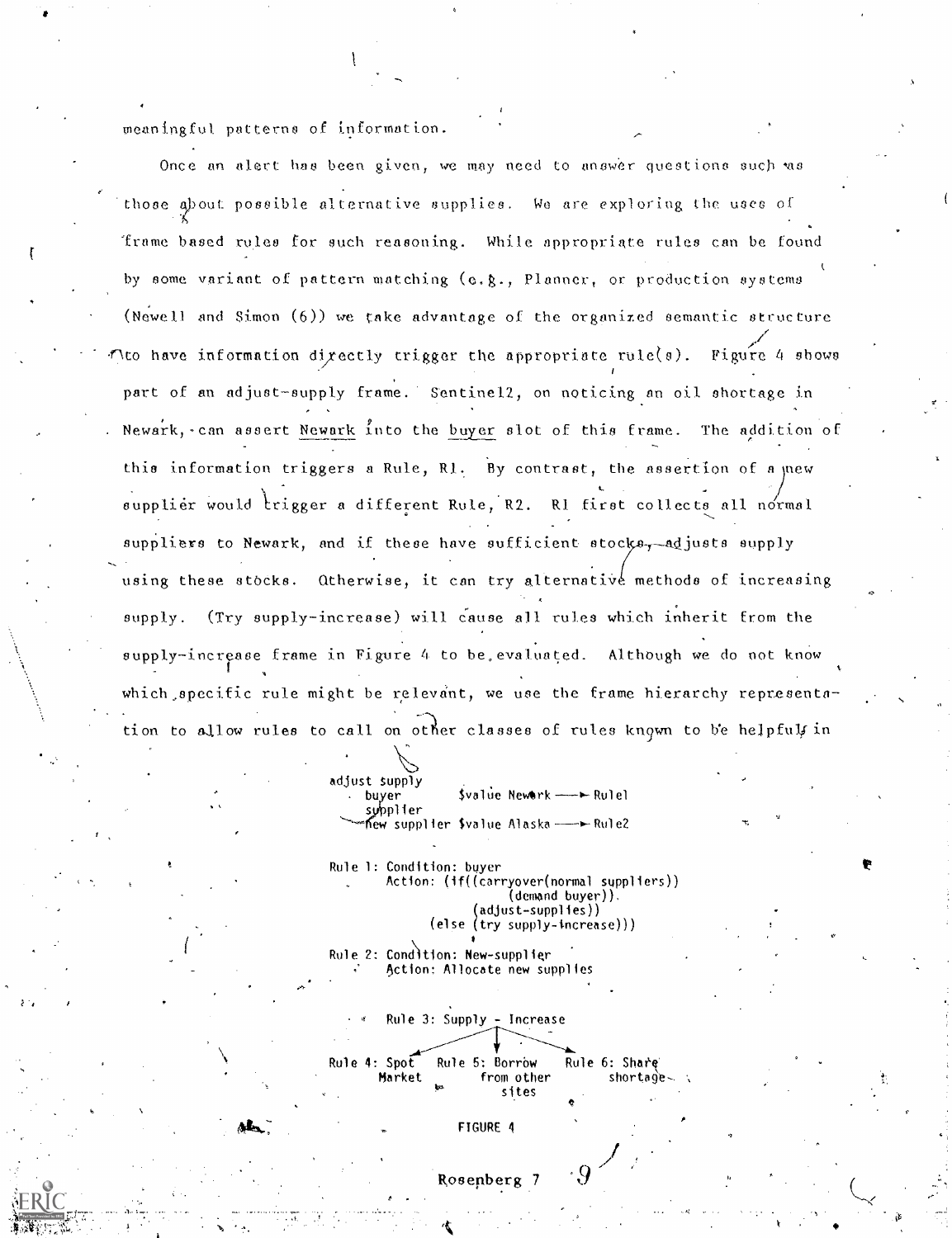meaningful patterns of information.

Once an alert has been given, we may need to answer questions such as those about possible alternative supplies. We are exploring the uses of frame based rules for such reasoning. While appropriate rules can be found by some variant of pattern matching (e.g., Planner, or production systems (Newell and Simon (6)) we take advantage of the organized semantic structure to have information directly trigger the appropriate rule(s). Figure 4 shows part of an adjust-supply frame. Sentinel2, on noticing an oil shortage in Newark, can assert Newark into the buyer slot of this frame. The addition of this information triggers a Rule, R1. By contrast, the assertion of a new supplier would trigger a different Rule, R2. R1 first collects all normal suppliers to Newark, and if these have sufficient stocks, adjusts supply using these stocks. Otherwise, it can try alternative methods of increasing supply. (Try supply-increase) will cause all rules which inherit from the supply-increase frame in Figure 4 to be evaluated. Although we do not know which specific rule might be relevant, we use the frame hierarchy representation to allow rules to call on other classes of rules known to be helpful in

```
adjust supply
    buyer         $value Newark ——► Rule1
    supplier
    new supplier $value Alaska ——► Rule2

Rule 1: Condition: buyer
        Action: (if((carryover(normal suppliers))
                      (demand buyer))
                  (adjust-supplies))
                (else (try supply-increase)))

Rule 2: Condition: New-supplier
        Action: Allocate new supplies

              Rule 3: Supply - Increase
             /           |            \
Rule 4: Spot    Rule 5: Borrow    Rule 6: Share
        Market         from other        shortage
                       sites
```

FIGURE 4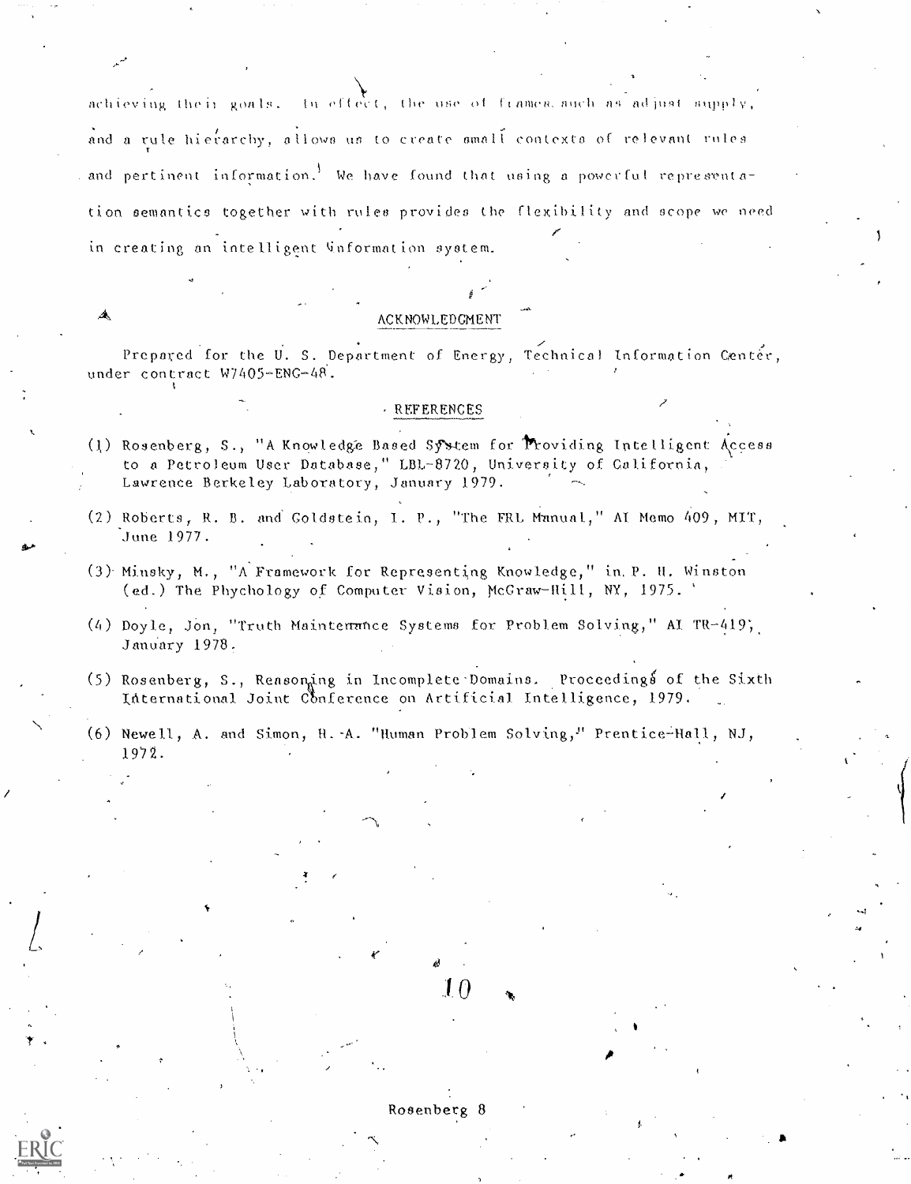achieving their goals. In effect, the use of frames such as adjust supply, and a rule hierarchy, allows us to create small contexts of relevant rules and pertinent information. We have found that using a powerful representation semantics together with rules provides the flexibility and scope we need in creating an intelligent information system.

## ACKNOWLEDGMENT

Prepared for the U. S. Department of Energy, Technical Information Center, under contract W7405-ENG-48.

## REFERENCES

(1) Rosenberg, S., "A Knowledge Based System for Providing Intelligent Access to a Petroleum User Database," LBL-8720, University of California, Lawrence Berkeley Laboratory, January 1979.

(2) Roberts, R. B. and Goldstein, I. P., "The FRL Manual," AI Memo 409, MIT, June 1977.

(3) Minsky, M., "A Framework for Representing Knowledge," in P. H. Winston (ed.) The Phychology of Computer Vision, McGraw-Hill, NY, 1975.

(4) Doyle, Jon, "Truth Maintenance Systems for Problem Solving," AI TR-419, January 1978.

(5) Rosenberg, S., Reasoning in Incomplete Domains. Proceedings of the Sixth International Joint Conference on Artificial Intelligence, 1979.

(6) Newell, A. and Simon, H. A. "Human Problem Solving," Prentice-Hall, NJ, 1972.